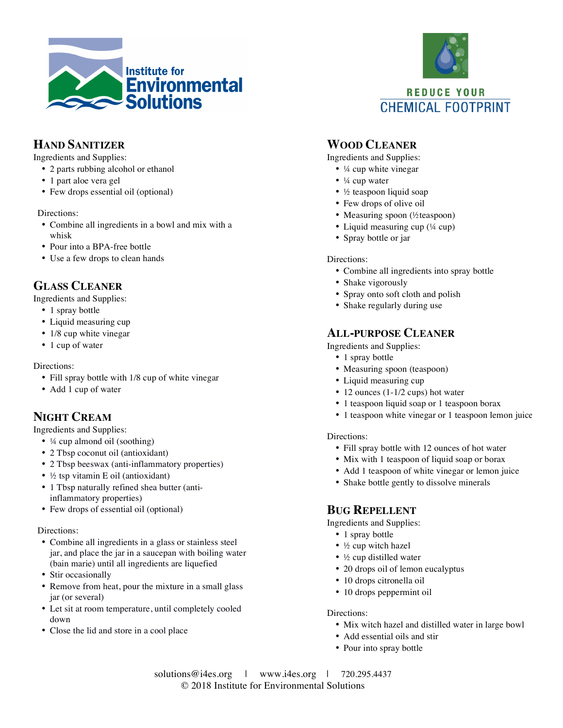Institute for Environmental Solutions

REDUCE YOUR CHEMICAL FOOTPRINT

## Hand Sanitizer

Ingredients and Supplies:

- 2 parts rubbing alcohol or ethanol
- 1 part aloe vera gel
- Few drops essential oil (optional)

Directions:

- Combine all ingredients in a bowl and mix with a whisk
- Pour into a BPA-free bottle
- Use a few drops to clean hands

## Glass Cleaner

Ingredients and Supplies:

- 1 spray bottle
- Liquid measuring cup
- 1/8 cup white vinegar
- 1 cup of water

Directions:

- Fill spray bottle with 1/8 cup of white vinegar
- Add 1 cup of water

## Night Cream

Ingredients and Supplies:

- ¼ cup almond oil (soothing)
- 2 Tbsp coconut oil (antioxidant)
- 2 Tbsp beeswax (anti-inflammatory properties)
- ½ tsp vitamin E oil (antioxidant)
- 1 Tbsp naturally refined shea butter (anti-inflammatory properties)
- Few drops of essential oil (optional)

Directions:

- Combine all ingredients in a glass or stainless steel jar, and place the jar in a saucepan with boiling water (bain marie) until all ingredients are liquefied
- Stir occasionally
- Remove from heat, pour the mixture in a small glass jar (or several)
- Let sit at room temperature, until completely cooled down
- Close the lid and store in a cool place

## Wood Cleaner

Ingredients and Supplies:

- ¼ cup white vinegar
- ¼ cup water
- ½ teaspoon liquid soap
- Few drops of olive oil
- Measuring spoon (½teaspoon)
- Liquid measuring cup (¼ cup)
- Spray bottle or jar

Directions:

- Combine all ingredients into spray bottle
- Shake vigorously
- Spray onto soft cloth and polish
- Shake regularly during use

## All-purpose Cleaner

Ingredients and Supplies:

- 1 spray bottle
- Measuring spoon (teaspoon)
- Liquid measuring cup
- 12 ounces (1-1/2 cups) hot water
- 1 teaspoon liquid soap or 1 teaspoon borax
- 1 teaspoon white vinegar or 1 teaspoon lemon juice

Directions:

- Fill spray bottle with 12 ounces of hot water
- Mix with 1 teaspoon of liquid soap or borax
- Add 1 teaspoon of white vinegar or lemon juice
- Shake bottle gently to dissolve minerals

## Bug Repellent

Ingredients and Supplies:

- 1 spray bottle
- ½ cup witch hazel
- ½ cup distilled water
- 20 drops oil of lemon eucalyptus
- 10 drops citronella oil
- 10 drops peppermint oil

Directions:

- Mix witch hazel and distilled water in large bowl
- Add essential oils and stir
- Pour into spray bottle

solutions@i4es.org | www.i4es.org | 720.295.4437

© 2018 Institute for Environmental Solutions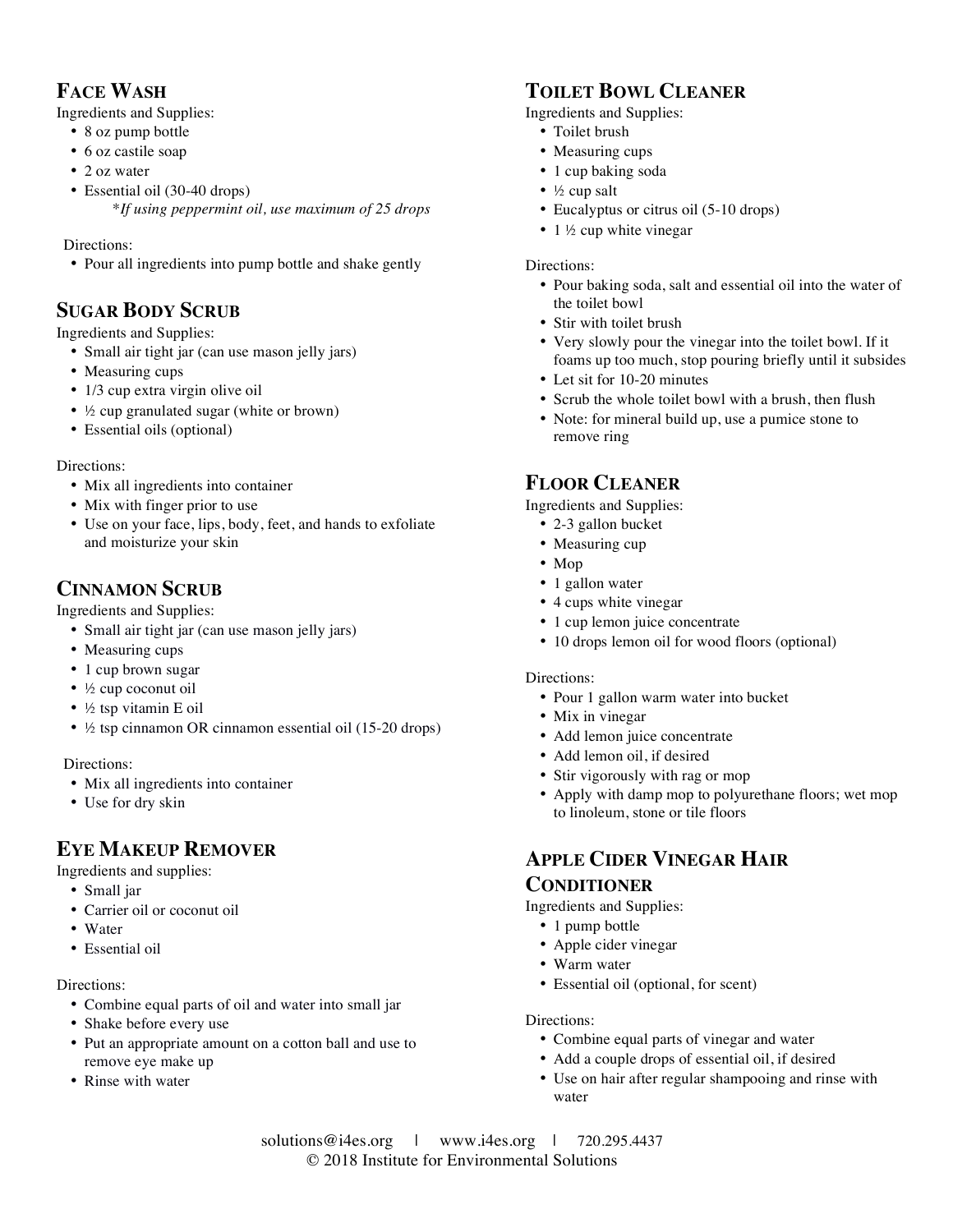## Face Wash

Ingredients and Supplies:

- 8 oz pump bottle
- 6 oz castile soap
- 2 oz water
- Essential oil (30-40 drops)
  - *\*If using peppermint oil, use maximum of 25 drops*

Directions:

- Pour all ingredients into pump bottle and shake gently

## Sugar Body Scrub

Ingredients and Supplies:

- Small air tight jar (can use mason jelly jars)
- Measuring cups
- 1/3 cup extra virgin olive oil
- ½ cup granulated sugar (white or brown)
- Essential oils (optional)

Directions:

- Mix all ingredients into container
- Mix with finger prior to use
- Use on your face, lips, body, feet, and hands to exfoliate and moisturize your skin

## Cinnamon Scrub

Ingredients and Supplies:

- Small air tight jar (can use mason jelly jars)
- Measuring cups
- 1 cup brown sugar
- ½ cup coconut oil
- ½ tsp vitamin E oil
- ½ tsp cinnamon OR cinnamon essential oil (15-20 drops)

Directions:

- Mix all ingredients into container
- Use for dry skin

## Eye Makeup Remover

Ingredients and supplies:

- Small jar
- Carrier oil or coconut oil
- Water
- Essential oil

Directions:

- Combine equal parts of oil and water into small jar
- Shake before every use
- Put an appropriate amount on a cotton ball and use to remove eye make up
- Rinse with water

## Toilet Bowl Cleaner

Ingredients and Supplies:

- Toilet brush
- Measuring cups
- 1 cup baking soda
- ½ cup salt
- Eucalyptus or citrus oil (5-10 drops)
- 1 ½ cup white vinegar

Directions:

- Pour baking soda, salt and essential oil into the water of the toilet bowl
- Stir with toilet brush
- Very slowly pour the vinegar into the toilet bowl. If it foams up too much, stop pouring briefly until it subsides
- Let sit for 10-20 minutes
- Scrub the whole toilet bowl with a brush, then flush
- Note: for mineral build up, use a pumice stone to remove ring

## Floor Cleaner

Ingredients and Supplies:

- 2-3 gallon bucket
- Measuring cup
- Mop
- 1 gallon water
- 4 cups white vinegar
- 1 cup lemon juice concentrate
- 10 drops lemon oil for wood floors (optional)

Directions:

- Pour 1 gallon warm water into bucket
- Mix in vinegar
- Add lemon juice concentrate
- Add lemon oil, if desired
- Stir vigorously with rag or mop
- Apply with damp mop to polyurethane floors; wet mop to linoleum, stone or tile floors

## Apple Cider Vinegar Hair Conditioner

Ingredients and Supplies:

- 1 pump bottle
- Apple cider vinegar
- Warm water
- Essential oil (optional, for scent)

Directions:

- Combine equal parts of vinegar and water
- Add a couple drops of essential oil, if desired
- Use on hair after regular shampooing and rinse with water

solutions@i4es.org | www.i4es.org | 720.295.4437
© 2018 Institute for Environmental Solutions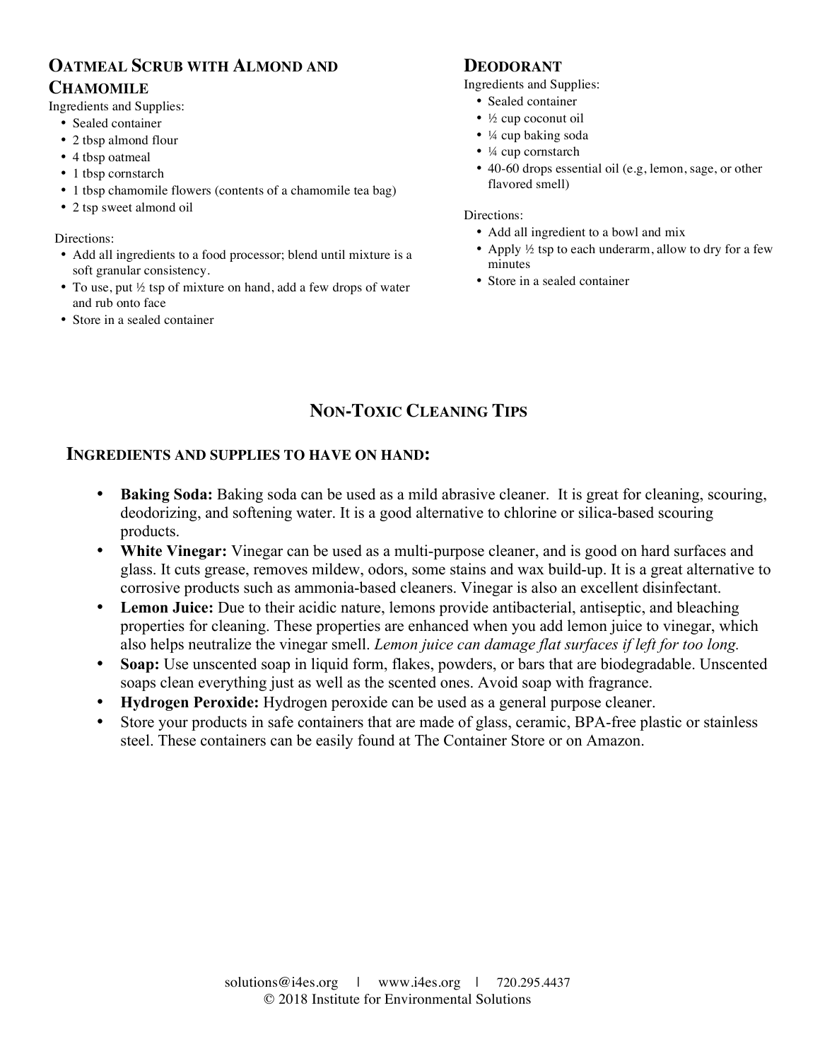## Oatmeal Scrub with Almond and Chamomile

Ingredients and Supplies:

- Sealed container
- 2 tbsp almond flour
- 4 tbsp oatmeal
- 1 tbsp cornstarch
- 1 tbsp chamomile flowers (contents of a chamomile tea bag)
- 2 tsp sweet almond oil

Directions:

- Add all ingredients to a food processor; blend until mixture is a soft granular consistency.
- To use, put ½ tsp of mixture on hand, add a few drops of water and rub onto face
- Store in a sealed container

## Deodorant

Ingredients and Supplies:

- Sealed container
- ½ cup coconut oil
- ¼ cup baking soda
- ¼ cup cornstarch
- 40-60 drops essential oil (e.g, lemon, sage, or other flavored smell)

Directions:

- Add all ingredient to a bowl and mix
- Apply ½ tsp to each underarm, allow to dry for a few minutes
- Store in a sealed container

## Non-Toxic Cleaning Tips

### Ingredients and supplies to have on hand:

- **Baking Soda:** Baking soda can be used as a mild abrasive cleaner. It is great for cleaning, scouring, deodorizing, and softening water. It is a good alternative to chlorine or silica-based scouring products.
- **White Vinegar:** Vinegar can be used as a multi-purpose cleaner, and is good on hard surfaces and glass. It cuts grease, removes mildew, odors, some stains and wax build-up. It is a great alternative to corrosive products such as ammonia-based cleaners. Vinegar is also an excellent disinfectant.
- **Lemon Juice:** Due to their acidic nature, lemons provide antibacterial, antiseptic, and bleaching properties for cleaning. These properties are enhanced when you add lemon juice to vinegar, which also helps neutralize the vinegar smell. *Lemon juice can damage flat surfaces if left for too long.*
- **Soap:** Use unscented soap in liquid form, flakes, powders, or bars that are biodegradable. Unscented soaps clean everything just as well as the scented ones. Avoid soap with fragrance.
- **Hydrogen Peroxide:** Hydrogen peroxide can be used as a general purpose cleaner.
- Store your products in safe containers that are made of glass, ceramic, BPA-free plastic or stainless steel. These containers can be easily found at The Container Store or on Amazon.

solutions@i4es.org | www.i4es.org | 720.295.4437
© 2018 Institute for Environmental Solutions